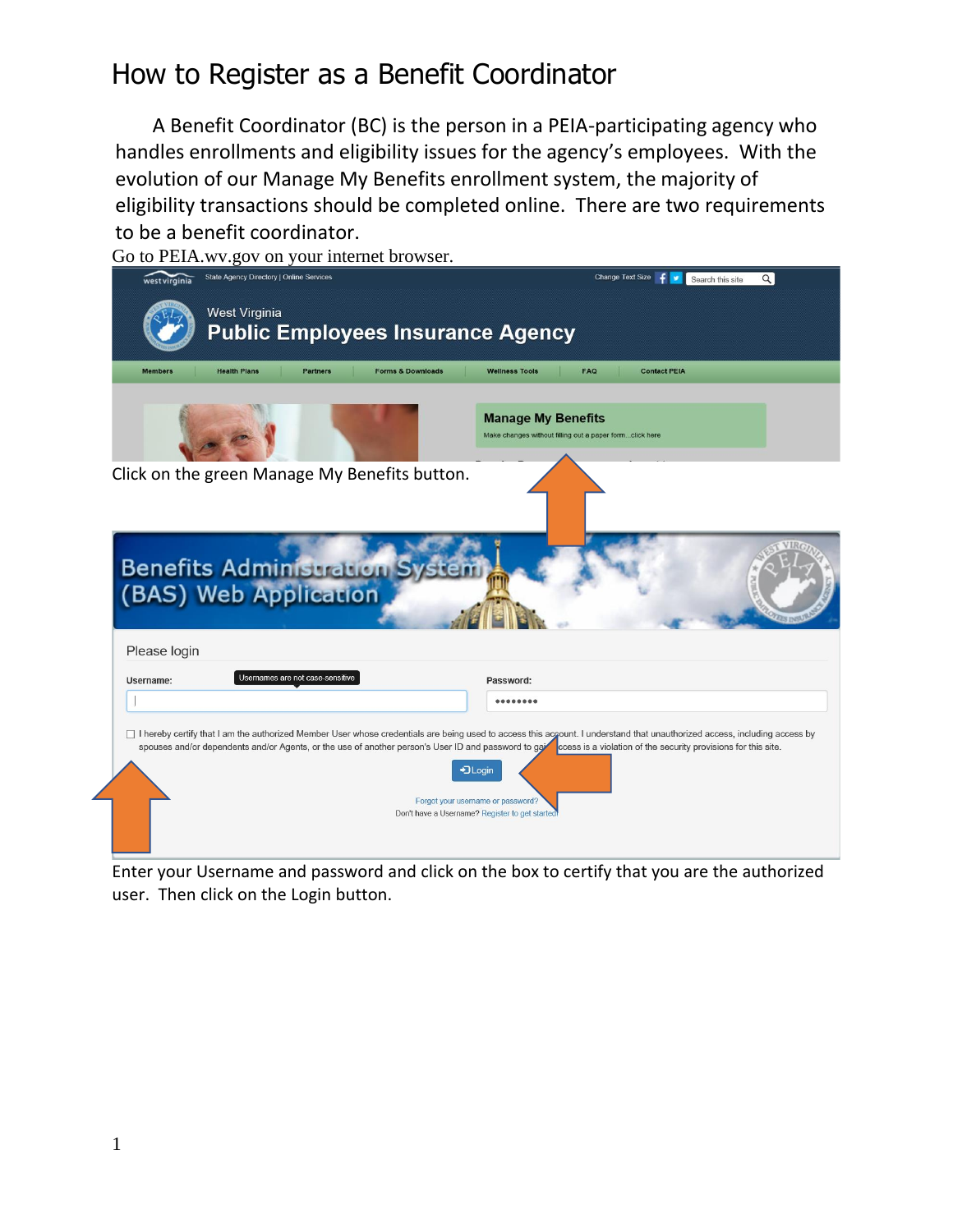# How to Register as a Benefit Coordinator

A Benefit Coordinator (BC) is the person in a PEIA-participating agency who handles enrollments and eligibility issues for the agency's employees. With the evolution of our Manage My Benefits enrollment system, the majority of eligibility transactions should be completed online. There are two requirements to be a benefit coordinator.

Go to PEIA.wv.gov on your internet browser.

Click on the green Manage My Benefits button.

Enter your Username and password and click on the box to certify that you are the authorized user. Then click on the Login button.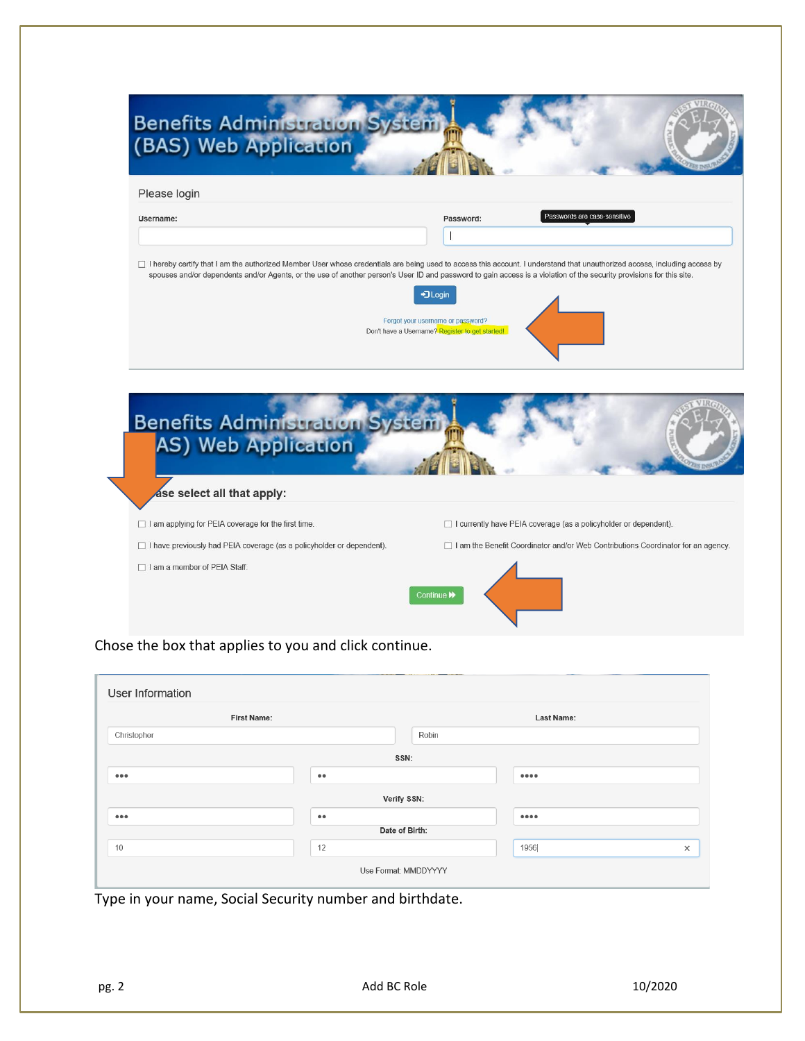Benefits Administration System (BAS) Web Application

Please login

Username:

Password:

Passwords are case-sensitive

I hereby certify that I am the authorized Member User whose credentials are being used to access this account. I understand that unauthorized access, including access by spouses and/or dependents and/or Agents, or the use of another person's User ID and password to gain access is a violation of the security provisions for this site.

Login

Forgot your username or password?

Don't have a Username? Register to get started!

Benefits Administration System (BAS) Web Application

Please select all that apply:

- I am applying for PEIA coverage for the first time.
- I currently have PEIA coverage (as a policyholder or dependent).
- I have previously had PEIA coverage (as a policyholder or dependent).
- I am the Benefit Coordinator and/or Web Contributions Coordinator for an agency.
- I am a member of PEIA Staff.

Continue

Chose the box that applies to you and click continue.

User Information

First Name: Christopher

Last Name: Robin

SSN: ••• •• ••••

Verify SSN: ••• •• ••••

Date of Birth: 10 12 1956

Use Format: MMDDYYYY

Type in your name, Social Security number and birthdate.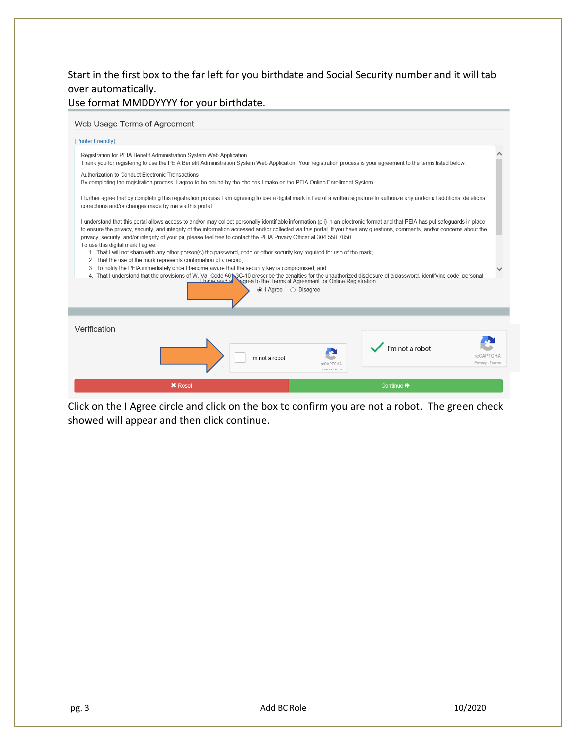Start in the first box to the far left for you birthdate and Social Security number and it will tab over automatically.
Use format MMDDYYYY for your birthdate.

Web Usage Terms of Agreement

[Printer Friendly]

Registration for PEIA Benefit Administration System Web Application
Thank you for registering to use the PEIA Benefit Administration System Web Application. Your registration process is your agreement to the terms listed below.

Authorization to Conduct Electronic Transactions
By completing the registration process, I agree to be bound by the choices I make on the PEIA Online Enrollment System.

I further agree that by completing this registration process I am agreeing to use a digital mark in lieu of a written signature to authorize any and/or all additions, deletions, corrections and/or changes made by me via this portal.

I understand that this portal allows access to and/or may collect personally identifiable information (pii) in an electronic format and that PEIA has put safeguards in place to ensure the privacy, security, and integrity of the information accessed and/or collected via this portal. If you have any questions, comments, and/or concerns about the privacy, security, and/or integrity of your pii, please feel free to contact the PEIA Privacy Officer at 304-558-7850.
To use this digital mark I agree:

1. That I will not share with any other person(s) the password, code or other security key required for use of the mark;
2. That the use of the mark represents confirmation of a record;
3. To notify the PEIA immediately once I become aware that the security key is compromised; and
4. That I understand that the provisions of W. Va. Code §61-3C-10 prescribe the penalties for the unauthorized disclosure of a password, identifying code, personal

I have read and agree to the Terms of Agreement for Online Registration.

(•) I Agree ( ) Disagree

Verification

I'm not a robot

✔ I'm not a robot

Reset | Continue

Click on the I Agree circle and click on the box to confirm you are not a robot. The green check showed will appear and then click continue.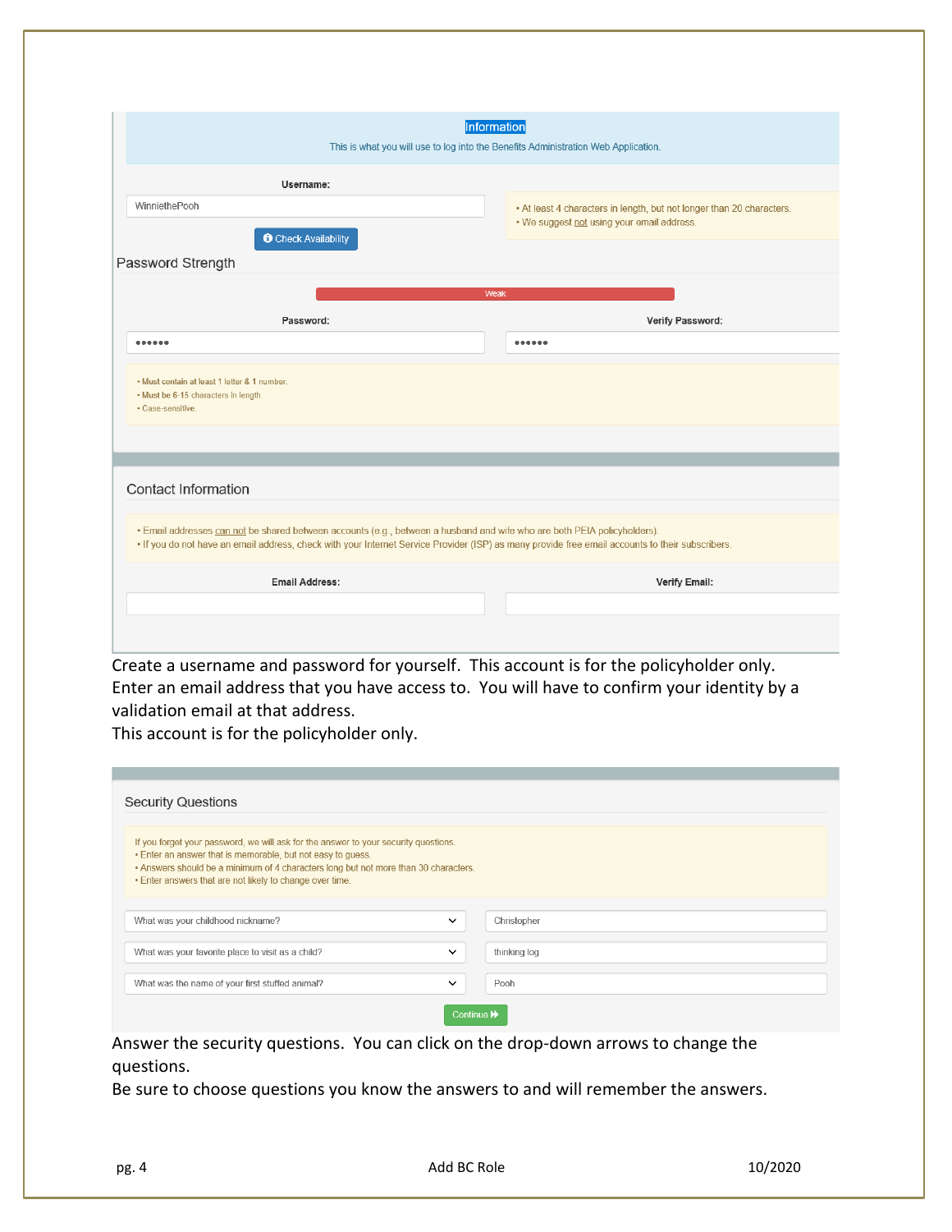**Information**

This is what you will use to log into the Benefits Administration Web Application.

**Username:**

WinniethePooh

Check Availability

- At least 4 characters in length, but not longer than 20 characters.
- We suggest not using your email address.

Password Strength

Weak

**Password:** •••••• **Verify Password:** ••••••

- Must contain at least 1 letter & 1 number.
- Must be 6-15 characters in length.
- Case-sensitive.

Contact Information

- Email addresses can not be shared between accounts (e.g., between a husband and wife who are both PEIA policyholders).
- If you do not have an email address, check with your Internet Service Provider (ISP) as many provide free email accounts to their subscribers.

**Email Address:** **Verify Email:**

Create a username and password for yourself. This account is for the policyholder only.
Enter an email address that you have access to. You will have to confirm your identity by a validation email at that address.
This account is for the policyholder only.

Security Questions

If you forget your password, we will ask for the answer to your security questions.
- Enter an answer that is memorable, but not easy to guess.
- Answers should be a minimum of 4 characters long but not more than 30 characters.
- Enter answers that are not likely to change over time.

| Question | Answer |
| --- | --- |
| What was your childhood nickname? | Christopher |
| What was your favorite place to visit as a child? | thinking log |
| What was the name of your first stuffed animal? | Pooh |

Continue

Answer the security questions. You can click on the drop-down arrows to change the questions.
Be sure to choose questions you know the answers to and will remember the answers.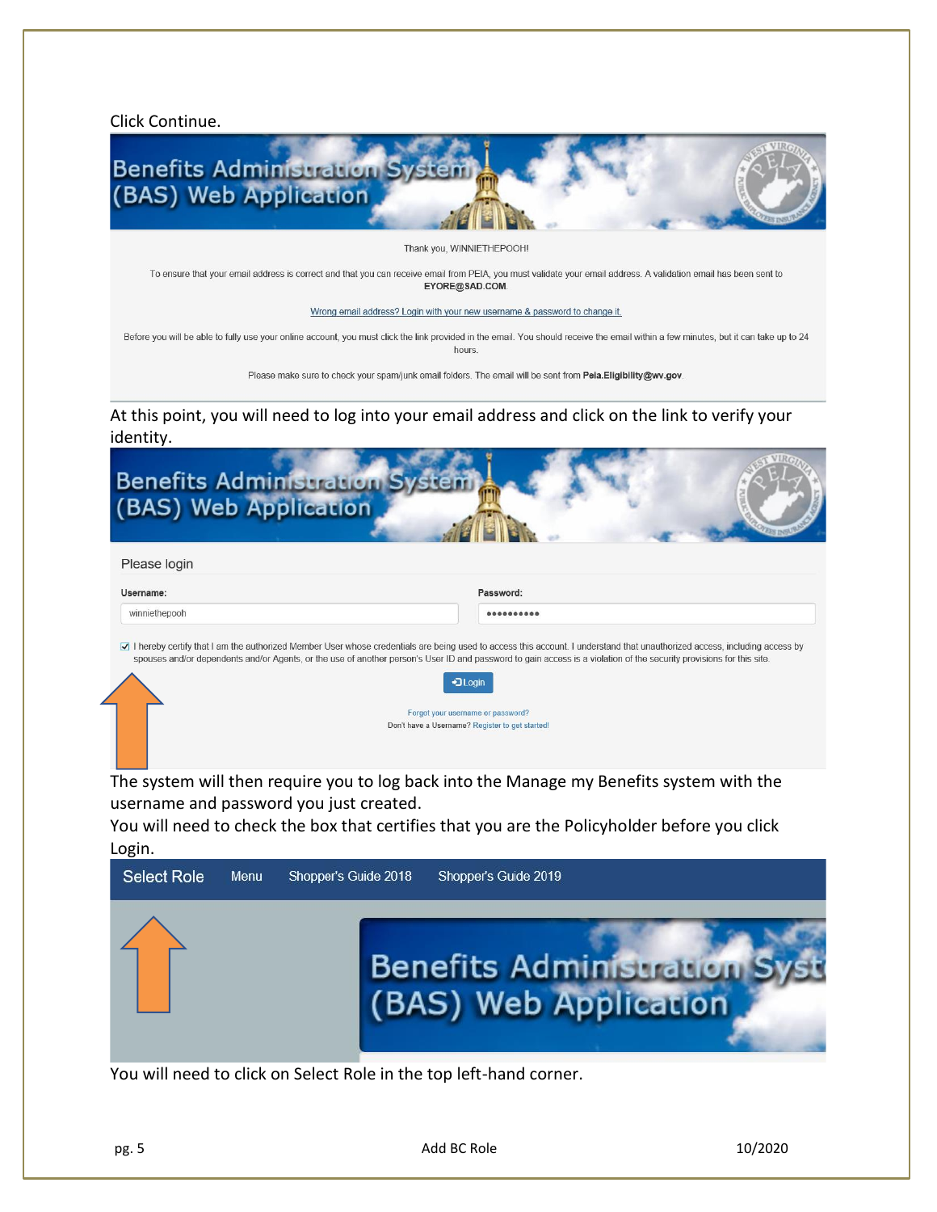Click Continue.

Benefits Administration System (BAS) Web Application

Thank you, WINNIETHEPOOH!

To ensure that your email address is correct and that you can receive email from PEIA, you must validate your email address. A validation email has been sent to **EYORE@SAD.COM**.

Wrong email address? Login with your new username & password to change it.

Before you will be able to fully use your online account, you must click the link provided in the email. You should receive the email within a few minutes, but it can take up to 24 hours.

Please make sure to check your spam/junk email folders. The email will be sent from **Peia.Eligibility@wv.gov**

At this point, you will need to log into your email address and click on the link to verify your identity.

Benefits Administration System (BAS) Web Application

Please login

**Username:** winniethepooh

**Password:** ••••••••••

☑ I hereby certify that I am the authorized Member User whose credentials are being used to access this account. I understand that unauthorized access, including access by spouses and/or dependents and/or Agents, or the use of another person's User ID and password to gain access is a violation of the security provisions for this site.

Login

Forgot your username or password?

Don't have a Username? Register to get started!

The system will then require you to log back into the Manage my Benefits system with the username and password you just created.

You will need to check the box that certifies that you are the Policyholder before you click Login.

Select Role | Menu | Shopper's Guide 2018 | Shopper's Guide 2019

Benefits Administration System (BAS) Web Application

You will need to click on Select Role in the top left-hand corner.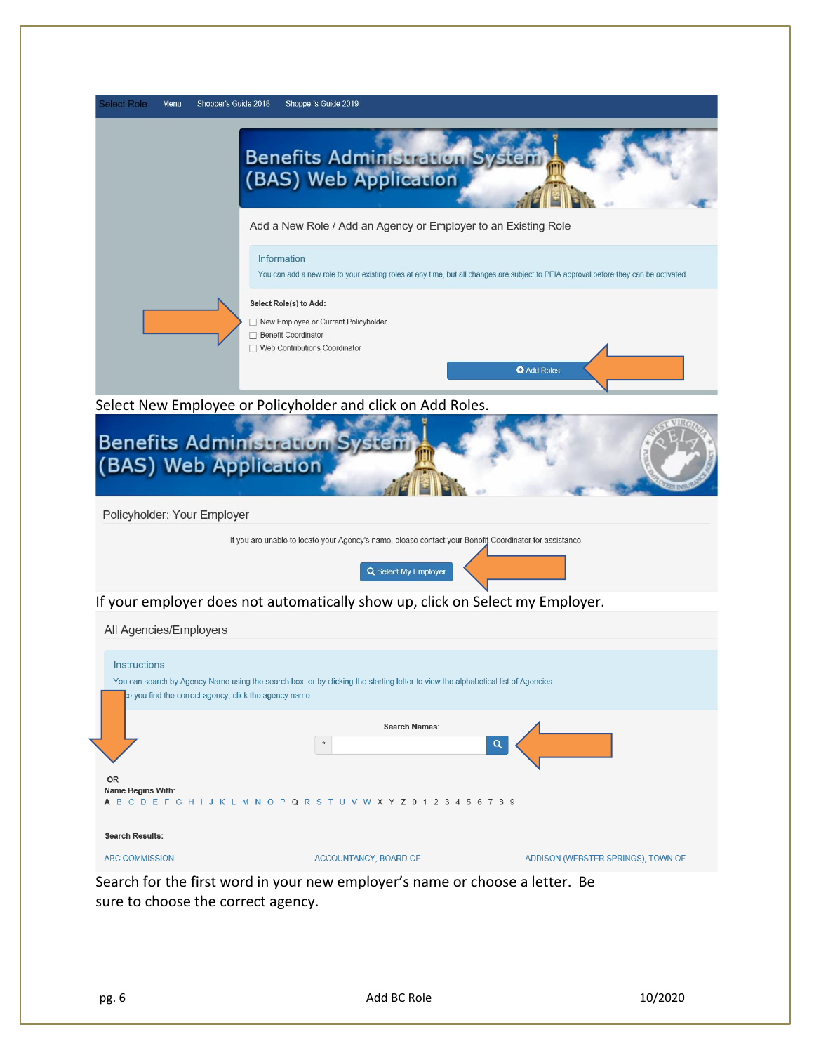Select Role Menu Shopper's Guide 2018 Shopper's Guide 2019

Benefits Administration System (BAS) Web Application

Add a New Role / Add an Agency or Employer to an Existing Role

Information

You can add a new role to your existing roles at any time, but all changes are subject to PEIA approval before they can be activated.

**Select Role(s) to Add:**

- ☐ New Employee or Current Policyholder
- ☐ Benefit Coordinator
- ☐ Web Contributions Coordinator

Add Roles

Select New Employee or Policyholder and click on Add Roles.

Benefits Administration System (BAS) Web Application

Policyholder: Your Employer

If you are unable to locate your Agency's name, please contact your Benefit Coordinator for assistance.

Select My Employer

If your employer does not automatically show up, click on Select my Employer.

All Agencies/Employers

Instructions

You can search by Agency Name using the search box, or by clicking the starting letter to view the alphabetical list of Agencies.

...e you find the correct agency, click the agency name.

**Search Names:**

-OR-

**Name Begins With:**

A B C D E F G H I J K L M N O P Q R S T U V W X Y Z 0 1 2 3 4 5 6 7 8 9

**Search Results:**

ABC COMMISSION ACCOUNTANCY, BOARD OF ADDISON (WEBSTER SPRINGS), TOWN OF

Search for the first word in your new employer's name or choose a letter. Be sure to choose the correct agency.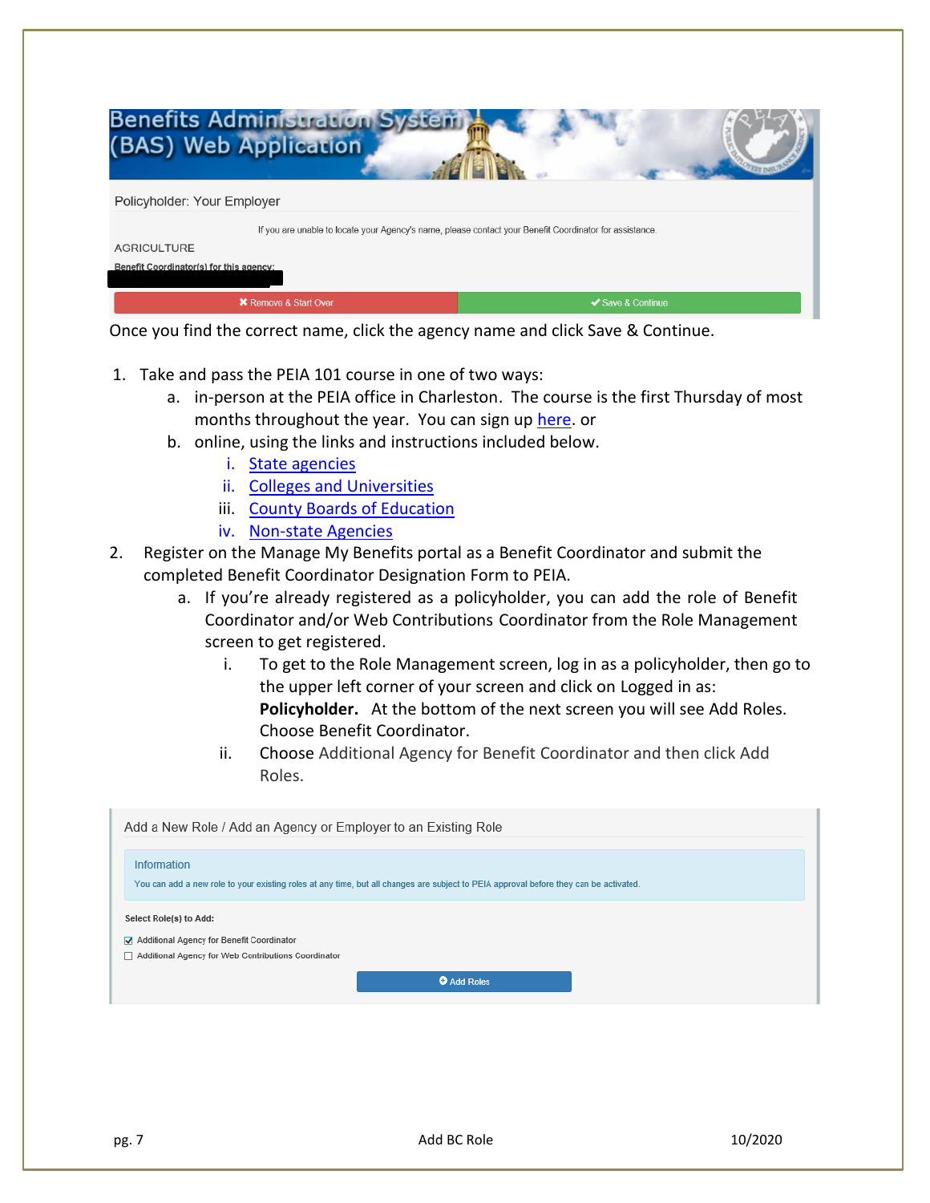Benefits Administration System (BAS) Web Application

Policyholder: Your Employer

If you are unable to locate your Agency's name, please contact your Benefit Coordinator for assistance.

AGRICULTURE

Benefit Coordinator(s) for this agency:

✖ Remove & Start Over | ✔ Save & Continue

Once you find the correct name, click the agency name and click Save & Continue.

1. Take and pass the PEIA 101 course in one of two ways:
   a. in-person at the PEIA office in Charleston. The course is the first Thursday of most months throughout the year. You can sign up here. or
   b. online, using the links and instructions included below.
      i. State agencies
      ii. Colleges and Universities
      iii. County Boards of Education
      iv. Non-state Agencies
2. Register on the Manage My Benefits portal as a Benefit Coordinator and submit the completed Benefit Coordinator Designation Form to PEIA.
   a. If you're already registered as a policyholder, you can add the role of Benefit Coordinator and/or Web Contributions Coordinator from the Role Management screen to get registered.
      i. To get to the Role Management screen, log in as a policyholder, then go to the upper left corner of your screen and click on Logged in as: **Policyholder.** At the bottom of the next screen you will see Add Roles. Choose Benefit Coordinator.
      ii. Choose Additional Agency for Benefit Coordinator and then click Add Roles.

Add a New Role / Add an Agency or Employer to an Existing Role

Information

You can add a new role to your existing roles at any time, but all changes are subject to PEIA approval before they can be activated.

**Select Role(s) to Add:**

- [x] Additional Agency for Benefit Coordinator
- [ ] Additional Agency for Web Contributions Coordinator

Add Roles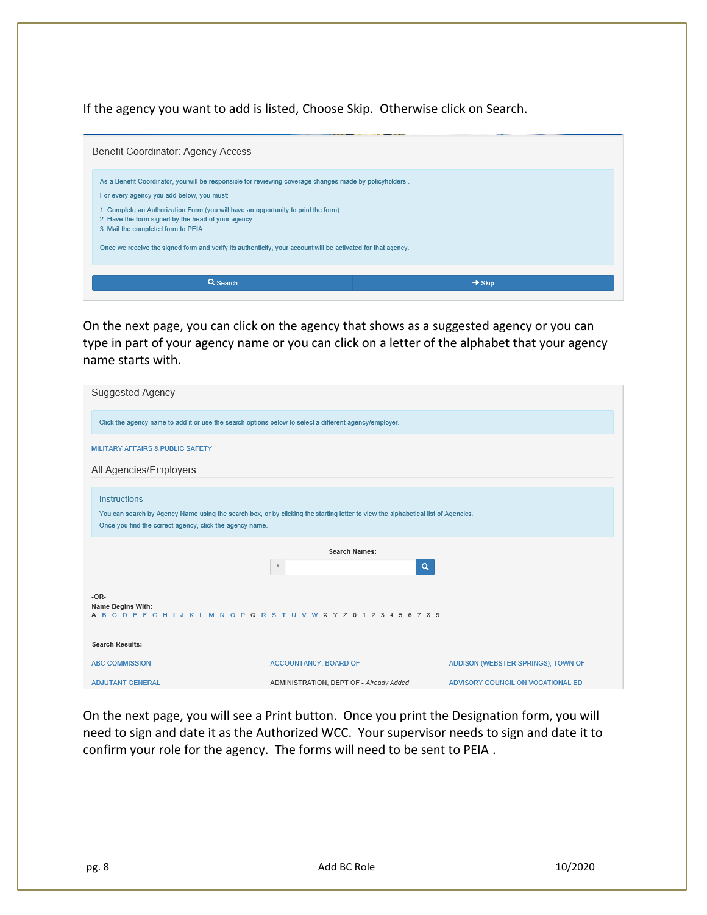If the agency you want to add is listed, Choose Skip. Otherwise click on Search.

Benefit Coordinator: Agency Access

As a Benefit Coordinator, you will be responsible for reviewing coverage changes made by policyholders .

For every agency you add below, you must:

1. Complete an Authorization Form (you will have an opportunity to print the form)
2. Have the form signed by the head of your agency
3. Mail the completed form to PEIA

Once we receive the signed form and verify its authenticity, your account will be activated for that agency.

Search | Skip

On the next page, you can click on the agency that shows as a suggested agency or you can type in part of your agency name or you can click on a letter of the alphabet that your agency name starts with.

Suggested Agency

Click the agency name to add it or use the search options below to select a different agency/employer.

MILITARY AFFAIRS & PUBLIC SAFETY

All Agencies/Employers

Instructions

You can search by Agency Name using the search box, or by clicking the starting letter to view the alphabetical list of Agencies.

Once you find the correct agency, click the agency name.

**Search Names:**

-OR-

**Name Begins With:**

A B C D E F G H I J K L M N O P Q R S T U V W X Y Z 0 1 2 3 4 5 6 7 8 9

**Search Results:**

| | | |
|---|---|---|
| ABC COMMISSION | ACCOUNTANCY, BOARD OF | ADDISON (WEBSTER SPRINGS), TOWN OF |
| ADJUTANT GENERAL | ADMINISTRATION, DEPT OF - *Already Added* | ADVISORY COUNCIL ON VOCATIONAL ED |

On the next page, you will see a Print button. Once you print the Designation form, you will need to sign and date it as the Authorized WCC. Your supervisor needs to sign and date it to confirm your role for the agency. The forms will need to be sent to PEIA .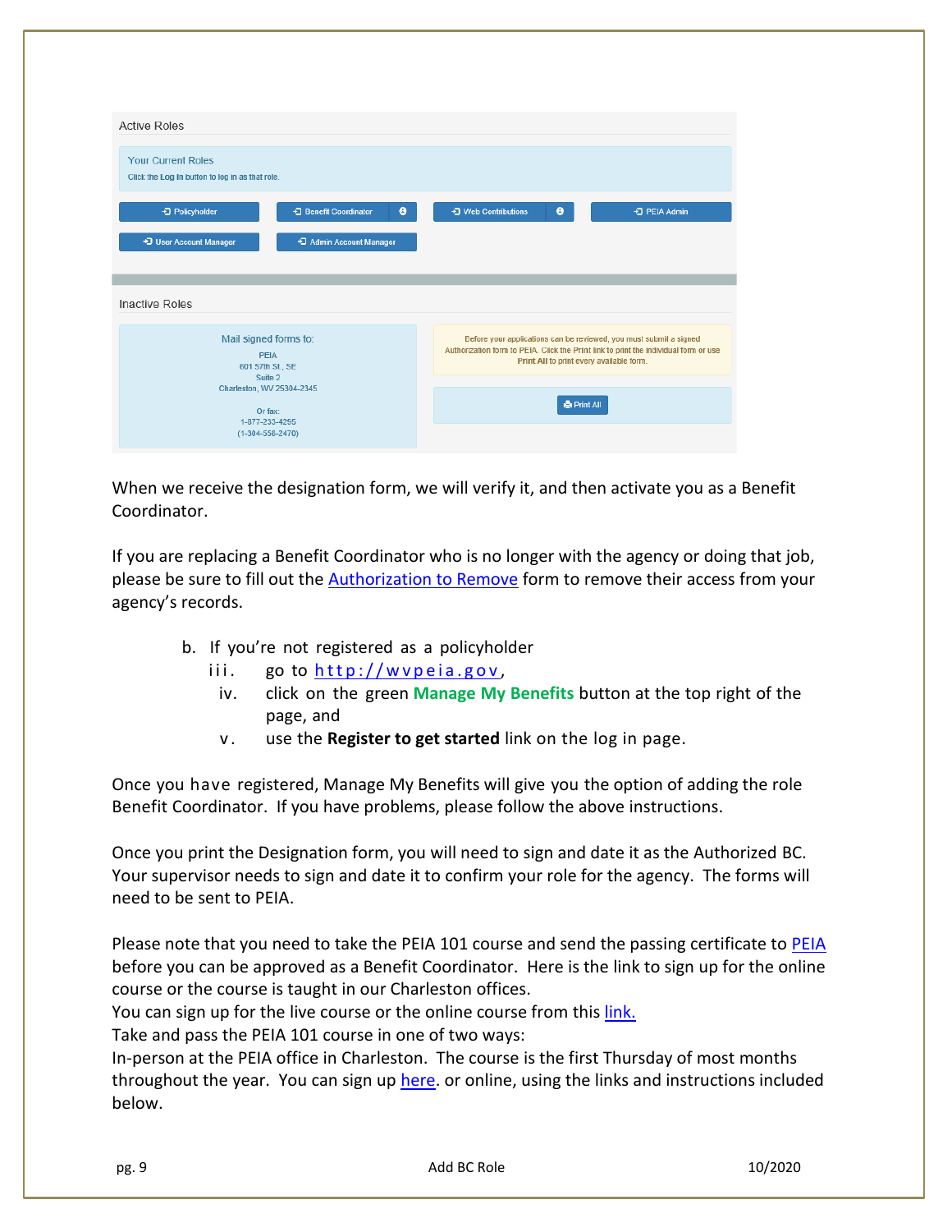Active Roles

Your Current Roles

Click the **Log In** button to log in as that role.

Policyholder | Benefit Coordinator | Web Contributions | PEIA Admin

User Account Manager | Admin Account Manager

Inactive Roles

Mail signed forms to:
PEIA
601 57th St., SE
Suite 2
Charleston, WV 25304-2345

Or fax:
1-877-233-4295
(1-304-558-2470)

Before your applications can be reviewed, you must submit a signed Authorization form to PEIA. Click the Print link to print the individual form or use Print All to print every available form.

Print All

When we receive the designation form, we will verify it, and then activate you as a Benefit Coordinator.

If you are replacing a Benefit Coordinator who is no longer with the agency or doing that job, please be sure to fill out the Authorization to Remove form to remove their access from your agency's records.

b. If you're not registered as a policyholder
   iii. go to http://wvpeia.gov,
   iv. click on the green **Manage My Benefits** button at the top right of the page, and
   v. use the **Register to get started** link on the log in page.

Once you have registered, Manage My Benefits will give you the option of adding the role Benefit Coordinator. If you have problems, please follow the above instructions.

Once you print the Designation form, you will need to sign and date it as the Authorized BC. Your supervisor needs to sign and date it to confirm your role for the agency. The forms will need to be sent to PEIA.

Please note that you need to take the PEIA 101 course and send the passing certificate to PEIA before you can be approved as a Benefit Coordinator. Here is the link to sign up for the online course or the course is taught in our Charleston offices.
You can sign up for the live course or the online course from this link.
Take and pass the PEIA 101 course in one of two ways:
In-person at the PEIA office in Charleston. The course is the first Thursday of most months throughout the year. You can sign up here. or online, using the links and instructions included below.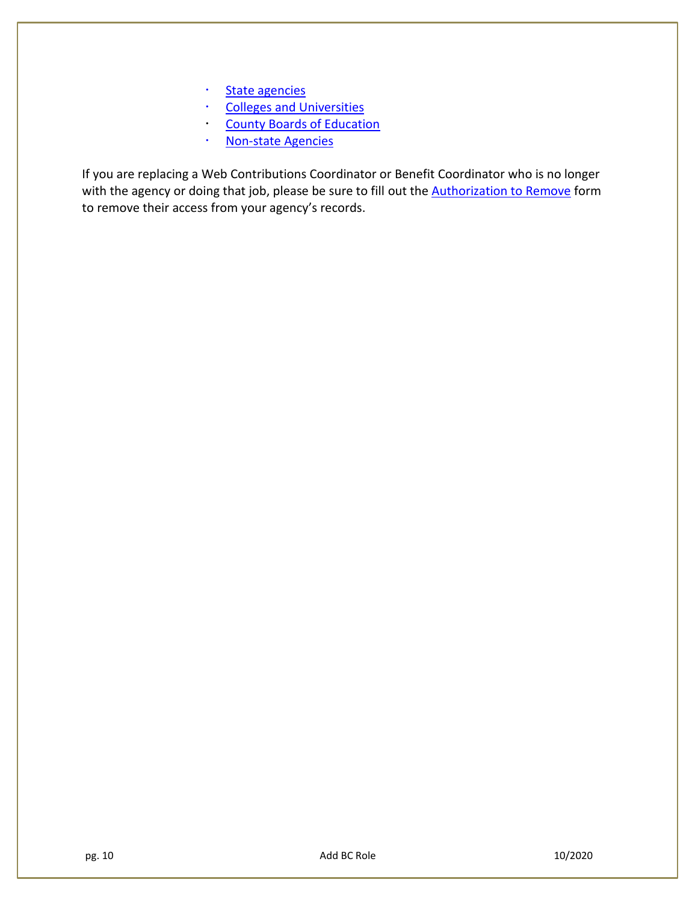- State agencies
- Colleges and Universities
- County Boards of Education
- Non-state Agencies

If you are replacing a Web Contributions Coordinator or Benefit Coordinator who is no longer with the agency or doing that job, please be sure to fill out the Authorization to Remove form to remove their access from your agency's records.